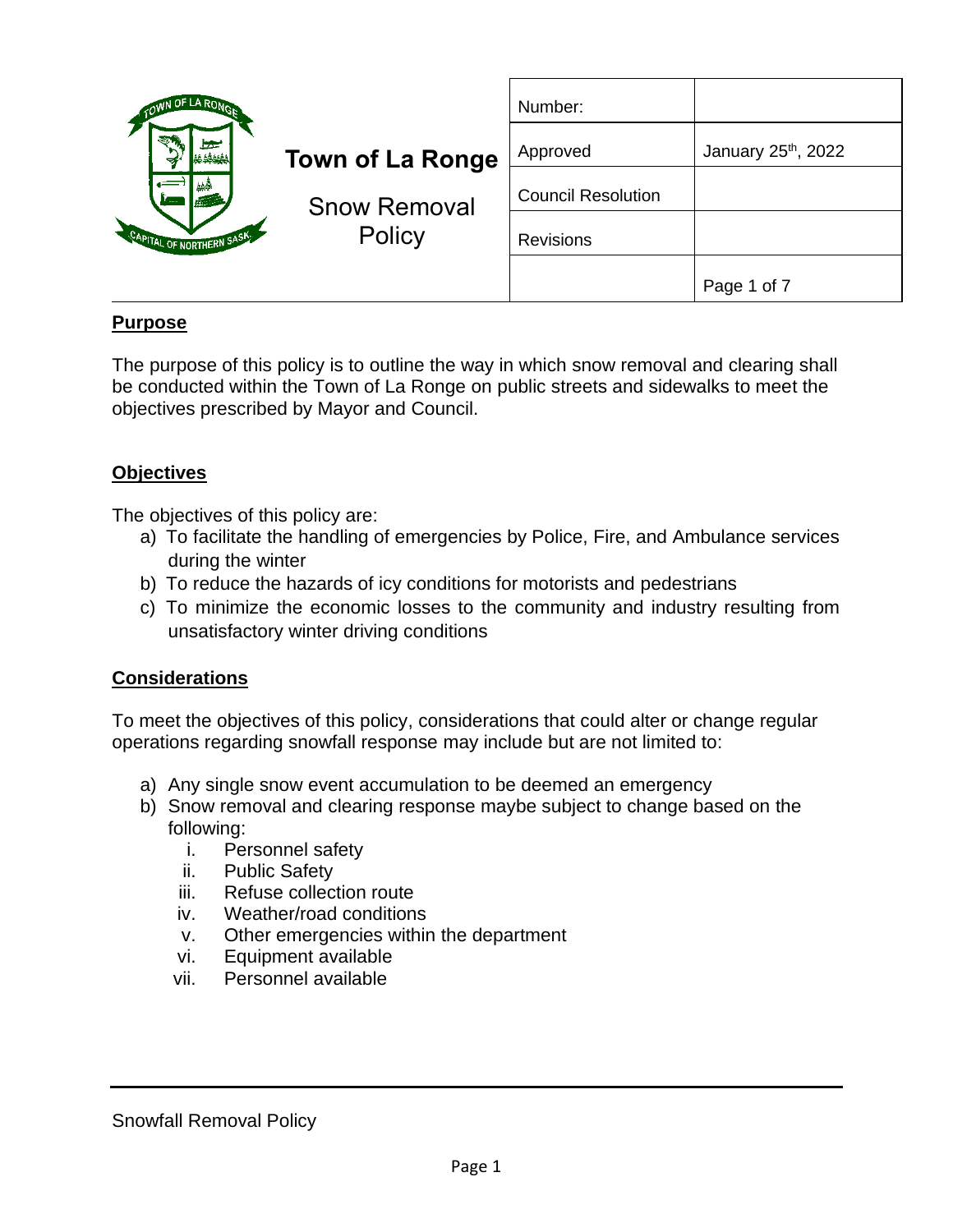# Town of La Ronge

## Snow Removal Policy

| Number: | |
|---|---|
| Approved | January 25th, 2022 |
| Council Resolution | |
| Revisions | |

## Purpose

The purpose of this policy is to outline the way in which snow removal and clearing shall be conducted within the Town of La Ronge on public streets and sidewalks to meet the objectives prescribed by Mayor and Council.

## Objectives

The objectives of this policy are:

a) To facilitate the handling of emergencies by Police, Fire, and Ambulance services during the winter
b) To reduce the hazards of icy conditions for motorists and pedestrians
c) To minimize the economic losses to the community and industry resulting from unsatisfactory winter driving conditions

## Considerations

To meet the objectives of this policy, considerations that could alter or change regular operations regarding snowfall response may include but are not limited to:

a) Any single snow event accumulation to be deemed an emergency
b) Snow removal and clearing response maybe subject to change based on the following:
   i. Personnel safety
   ii. Public Safety
   iii. Refuse collection route
   iv. Weather/road conditions
   v. Other emergencies within the department
   vi. Equipment available
   vii. Personnel available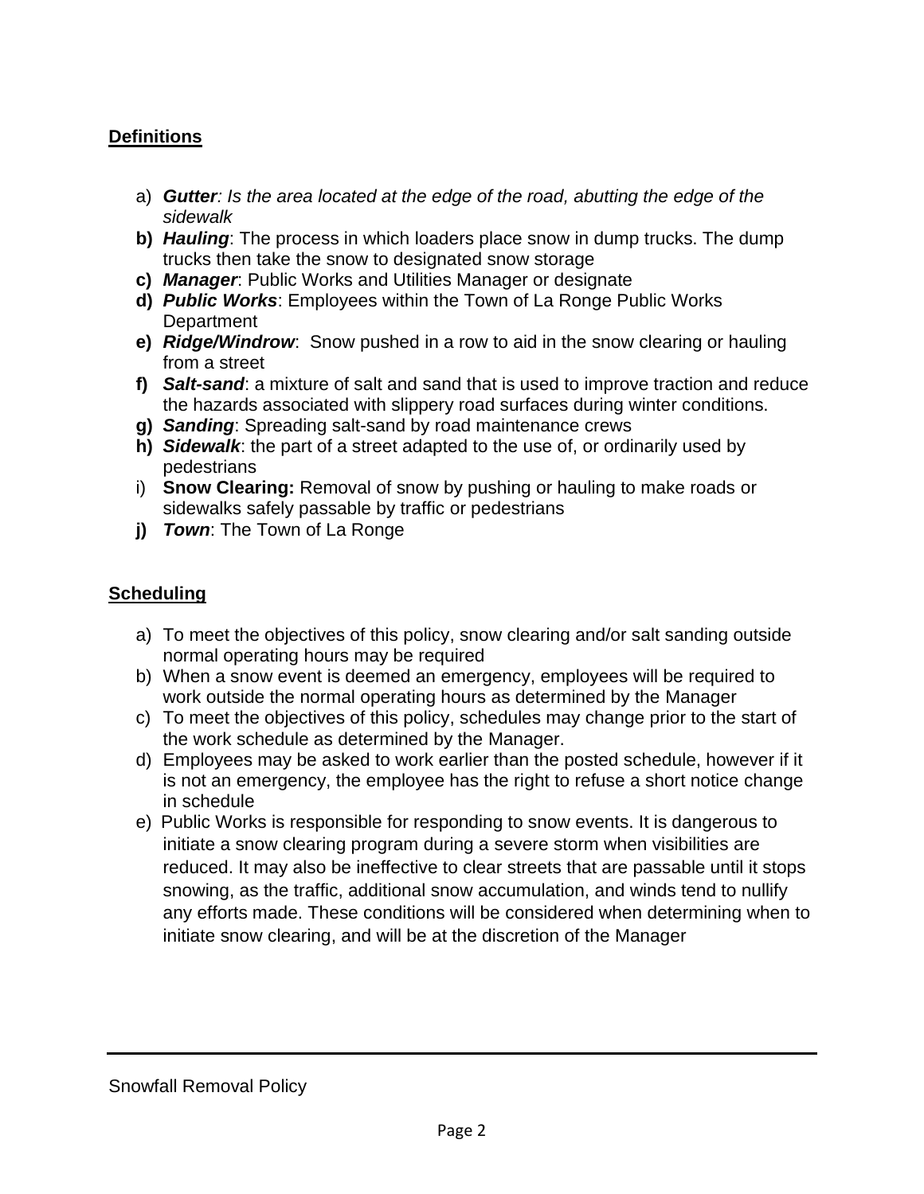## Definitions

a) ***Gutter**: Is the area located at the edge of the road, abutting the edge of the sidewalk*
**b)** ***Hauling***: The process in which loaders place snow in dump trucks. The dump trucks then take the snow to designated snow storage
**c)** ***Manager***: Public Works and Utilities Manager or designate
**d)** ***Public Works***: Employees within the Town of La Ronge Public Works Department
**e)** ***Ridge/Windrow***: Snow pushed in a row to aid in the snow clearing or hauling from a street
**f)** ***Salt-sand***: a mixture of salt and sand that is used to improve traction and reduce the hazards associated with slippery road surfaces during winter conditions.
**g)** ***Sanding***: Spreading salt-sand by road maintenance crews
**h)** ***Sidewalk***: the part of a street adapted to the use of, or ordinarily used by pedestrians
i) **Snow Clearing:** Removal of snow by pushing or hauling to make roads or sidewalks safely passable by traffic or pedestrians
**j)** ***Town***: The Town of La Ronge

## Scheduling

a) To meet the objectives of this policy, snow clearing and/or salt sanding outside normal operating hours may be required
b) When a snow event is deemed an emergency, employees will be required to work outside the normal operating hours as determined by the Manager
c) To meet the objectives of this policy, schedules may change prior to the start of the work schedule as determined by the Manager.
d) Employees may be asked to work earlier than the posted schedule, however if it is not an emergency, the employee has the right to refuse a short notice change in schedule
e) Public Works is responsible for responding to snow events. It is dangerous to initiate a snow clearing program during a severe storm when visibilities are reduced. It may also be ineffective to clear streets that are passable until it stops snowing, as the traffic, additional snow accumulation, and winds tend to nullify any efforts made. These conditions will be considered when determining when to initiate snow clearing, and will be at the discretion of the Manager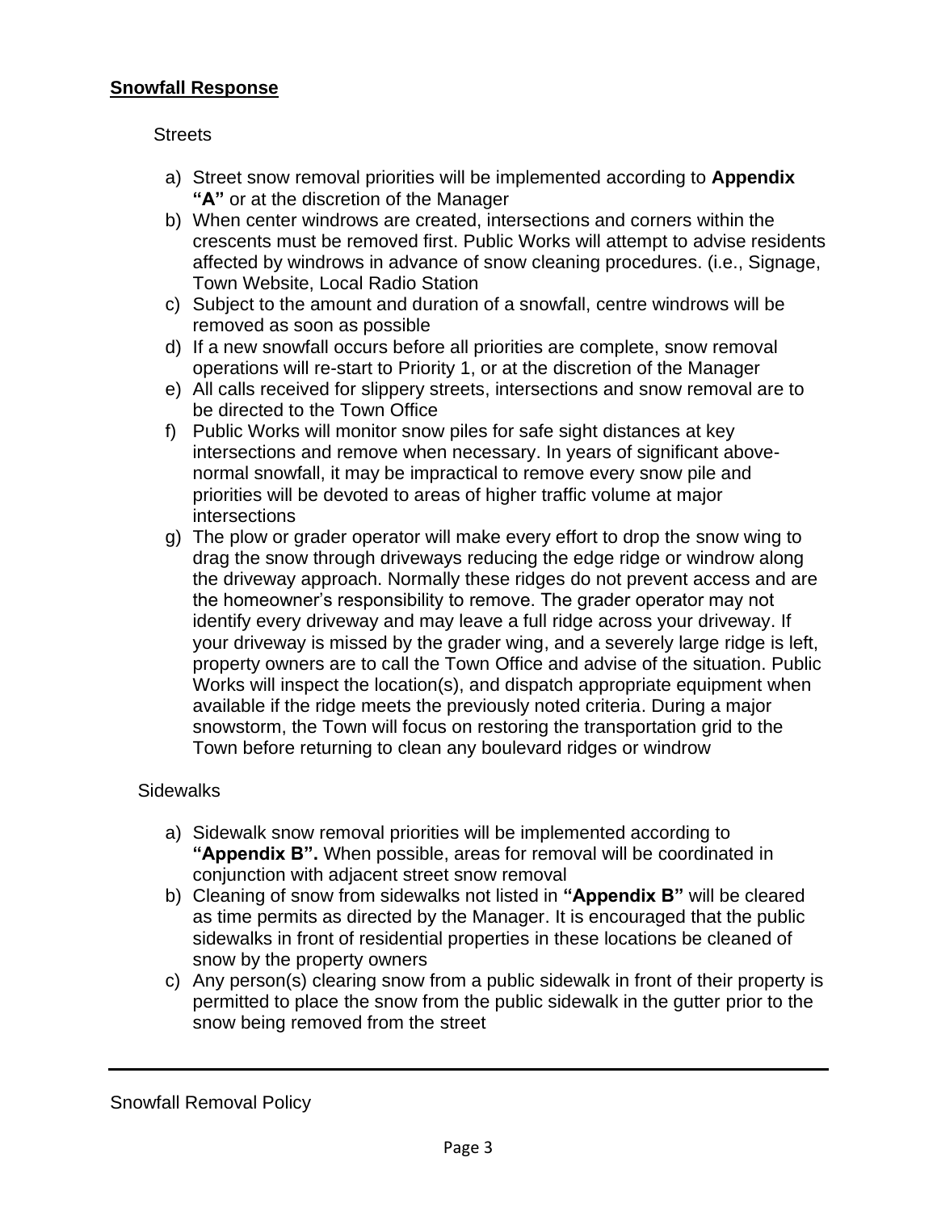## **Snowfall Response**

Streets

a) Street snow removal priorities will be implemented according to **Appendix "A"** or at the discretion of the Manager
b) When center windrows are created, intersections and corners within the crescents must be removed first. Public Works will attempt to advise residents affected by windrows in advance of snow cleaning procedures. (i.e., Signage, Town Website, Local Radio Station
c) Subject to the amount and duration of a snowfall, centre windrows will be removed as soon as possible
d) If a new snowfall occurs before all priorities are complete, snow removal operations will re-start to Priority 1, or at the discretion of the Manager
e) All calls received for slippery streets, intersections and snow removal are to be directed to the Town Office
f) Public Works will monitor snow piles for safe sight distances at key intersections and remove when necessary. In years of significant above-normal snowfall, it may be impractical to remove every snow pile and priorities will be devoted to areas of higher traffic volume at major intersections
g) The plow or grader operator will make every effort to drop the snow wing to drag the snow through driveways reducing the edge ridge or windrow along the driveway approach. Normally these ridges do not prevent access and are the homeowner's responsibility to remove. The grader operator may not identify every driveway and may leave a full ridge across your driveway. If your driveway is missed by the grader wing, and a severely large ridge is left, property owners are to call the Town Office and advise of the situation. Public Works will inspect the location(s), and dispatch appropriate equipment when available if the ridge meets the previously noted criteria. During a major snowstorm, the Town will focus on restoring the transportation grid to the Town before returning to clean any boulevard ridges or windrow

Sidewalks

a) Sidewalk snow removal priorities will be implemented according to **"Appendix B".** When possible, areas for removal will be coordinated in conjunction with adjacent street snow removal
b) Cleaning of snow from sidewalks not listed in **"Appendix B"** will be cleared as time permits as directed by the Manager. It is encouraged that the public sidewalks in front of residential properties in these locations be cleaned of snow by the property owners
c) Any person(s) clearing snow from a public sidewalk in front of their property is permitted to place the snow from the public sidewalk in the gutter prior to the snow being removed from the street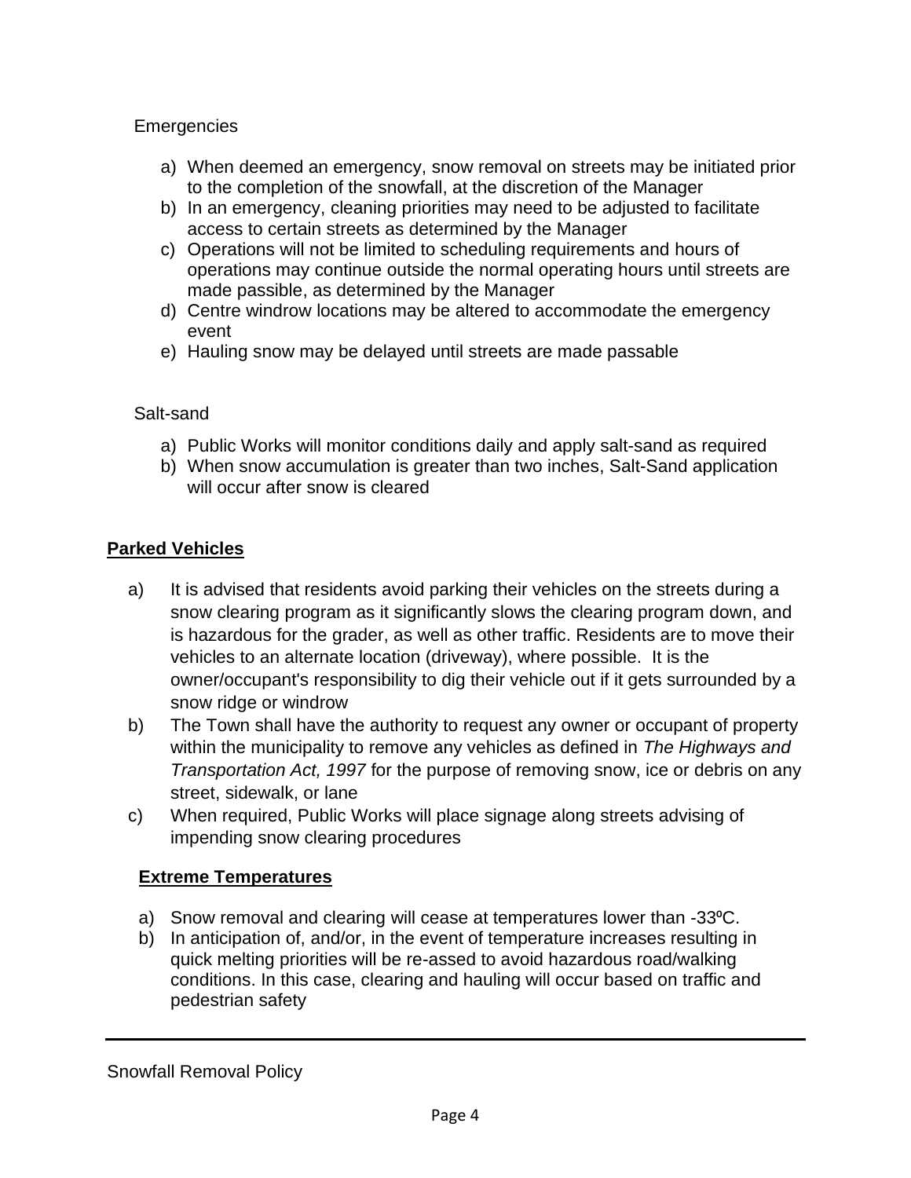Emergencies

a) When deemed an emergency, snow removal on streets may be initiated prior to the completion of the snowfall, at the discretion of the Manager
b) In an emergency, cleaning priorities may need to be adjusted to facilitate access to certain streets as determined by the Manager
c) Operations will not be limited to scheduling requirements and hours of operations may continue outside the normal operating hours until streets are made passible, as determined by the Manager
d) Centre windrow locations may be altered to accommodate the emergency event
e) Hauling snow may be delayed until streets are made passable

Salt-sand

a) Public Works will monitor conditions daily and apply salt-sand as required
b) When snow accumulation is greater than two inches, Salt-Sand application will occur after snow is cleared

## Parked Vehicles

a) It is advised that residents avoid parking their vehicles on the streets during a snow clearing program as it significantly slows the clearing program down, and is hazardous for the grader, as well as other traffic. Residents are to move their vehicles to an alternate location (driveway), where possible. It is the owner/occupant's responsibility to dig their vehicle out if it gets surrounded by a snow ridge or windrow
b) The Town shall have the authority to request any owner or occupant of property within the municipality to remove any vehicles as defined in *The Highways and Transportation Act, 1997* for the purpose of removing snow, ice or debris on any street, sidewalk, or lane
c) When required, Public Works will place signage along streets advising of impending snow clearing procedures

## Extreme Temperatures

a) Snow removal and clearing will cease at temperatures lower than -33ºC.
b) In anticipation of, and/or, in the event of temperature increases resulting in quick melting priorities will be re-assed to avoid hazardous road/walking conditions. In this case, clearing and hauling will occur based on traffic and pedestrian safety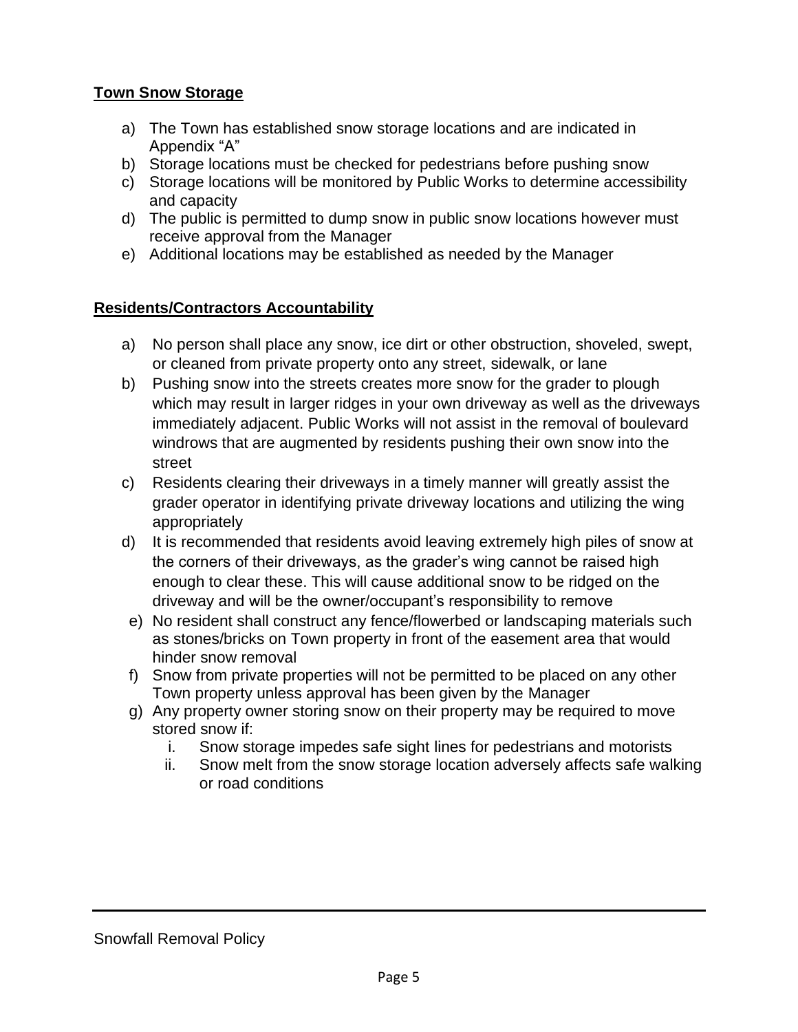**Town Snow Storage**

a) The Town has established snow storage locations and are indicated in Appendix "A"
b) Storage locations must be checked for pedestrians before pushing snow
c) Storage locations will be monitored by Public Works to determine accessibility and capacity
d) The public is permitted to dump snow in public snow locations however must receive approval from the Manager
e) Additional locations may be established as needed by the Manager

**Residents/Contractors Accountability**

a) No person shall place any snow, ice dirt or other obstruction, shoveled, swept, or cleaned from private property onto any street, sidewalk, or lane
b) Pushing snow into the streets creates more snow for the grader to plough which may result in larger ridges in your own driveway as well as the driveways immediately adjacent. Public Works will not assist in the removal of boulevard windrows that are augmented by residents pushing their own snow into the street
c) Residents clearing their driveways in a timely manner will greatly assist the grader operator in identifying private driveway locations and utilizing the wing appropriately
d) It is recommended that residents avoid leaving extremely high piles of snow at the corners of their driveways, as the grader's wing cannot be raised high enough to clear these. This will cause additional snow to be ridged on the driveway and will be the owner/occupant's responsibility to remove
e) No resident shall construct any fence/flowerbed or landscaping materials such as stones/bricks on Town property in front of the easement area that would hinder snow removal
f) Snow from private properties will not be permitted to be placed on any other Town property unless approval has been given by the Manager
g) Any property owner storing snow on their property may be required to move stored snow if:
    i. Snow storage impedes safe sight lines for pedestrians and motorists
    ii. Snow melt from the snow storage location adversely affects safe walking or road conditions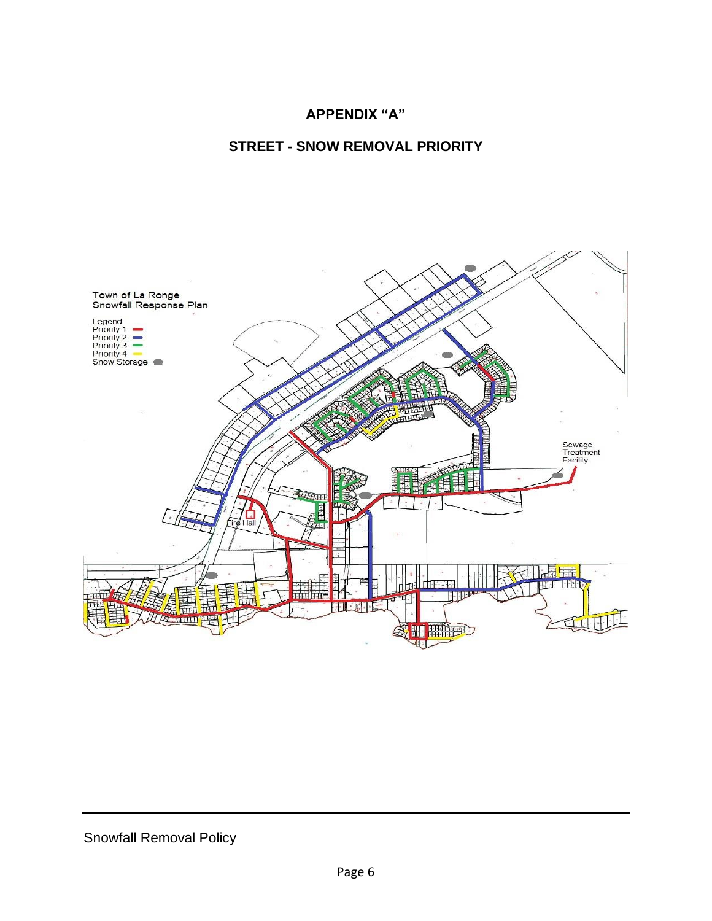# APPENDIX "A"

## STREET - SNOW REMOVAL PRIORITY

Town of La Ronge
Snowfall Response Plan

Legend
Priority 1
Priority 2
Priority 3
Priority 4
Snow Storage

Sewage Treatment Facility

Fire Hall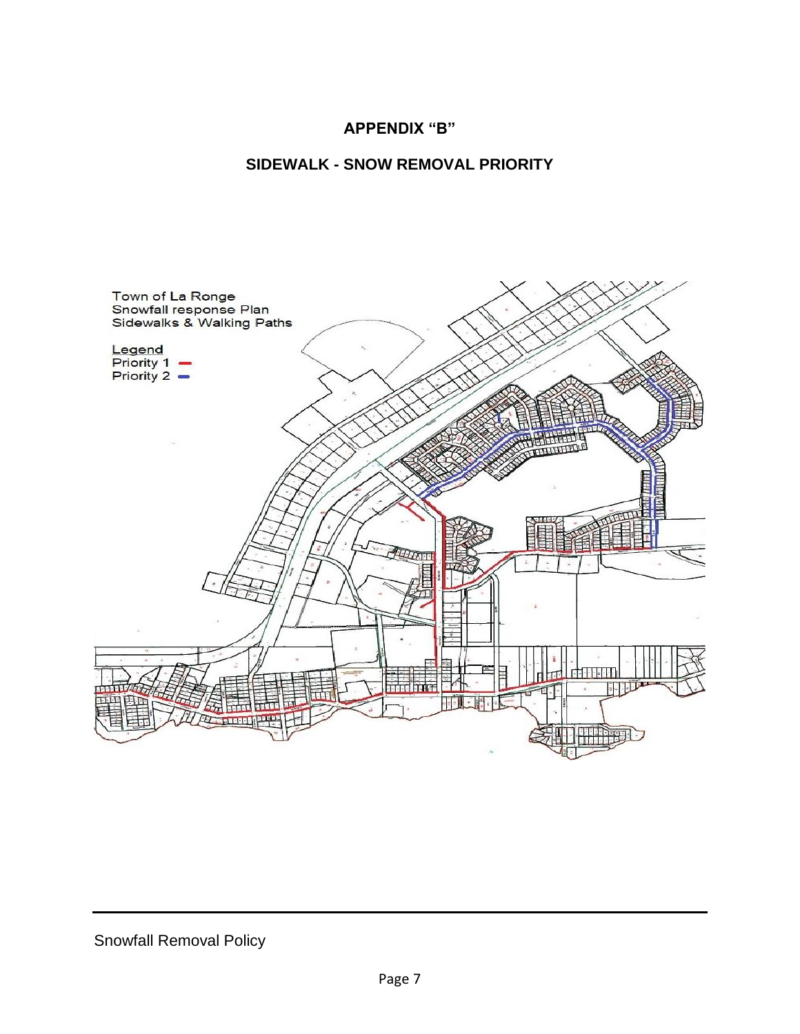**APPENDIX "B"**

**SIDEWALK - SNOW REMOVAL PRIORITY**

Town of La Ronge
Snowfall response Plan
Sidewalks & Walking Paths

Legend
Priority 1
Priority 2